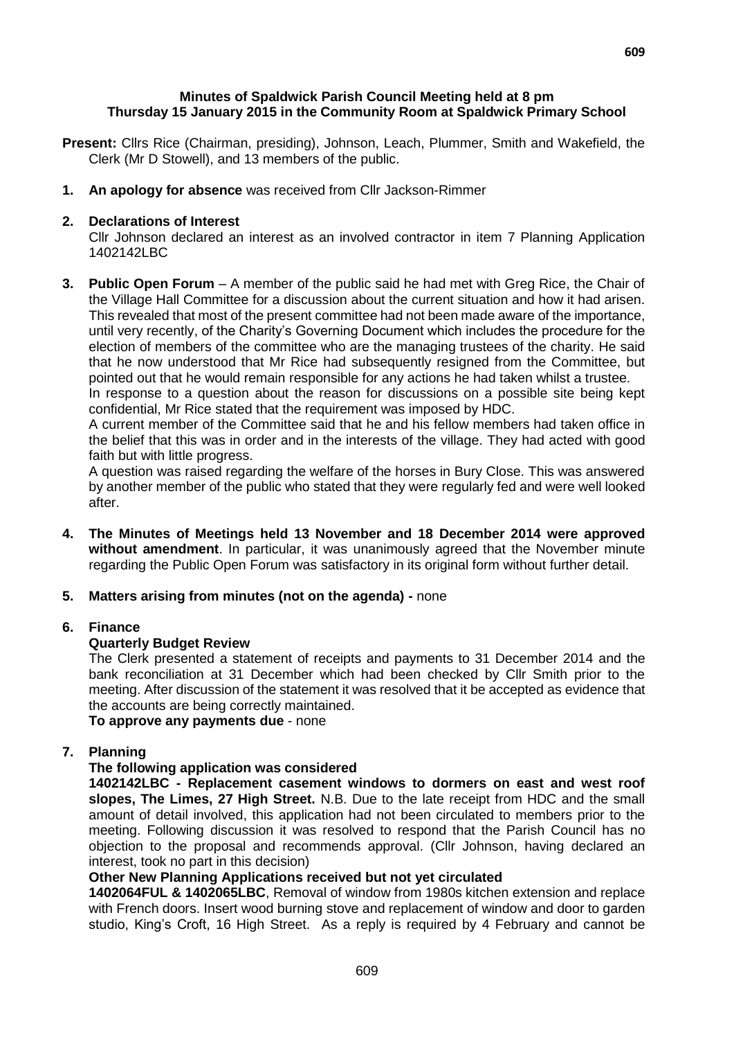**Minutes of Spaldwick Parish Council Meeting held at 8 pm**
**Thursday 15 January 2015 in the Community Room at Spaldwick Primary School**

**Present:** Cllrs Rice (Chairman, presiding), Johnson, Leach, Plummer, Smith and Wakefield, the Clerk (Mr D Stowell), and 13 members of the public.

1. **An apology for absence** was received from Cllr Jackson-Rimmer

2. **Declarations of Interest**
   Cllr Johnson declared an interest as an involved contractor in item 7 Planning Application 1402142LBC

3. **Public Open Forum** – A member of the public said he had met with Greg Rice, the Chair of the Village Hall Committee for a discussion about the current situation and how it had arisen. This revealed that most of the present committee had not been made aware of the importance, until very recently, of the Charity's Governing Document which includes the procedure for the election of members of the committee who are the managing trustees of the charity. He said that he now understood that Mr Rice had subsequently resigned from the Committee, but pointed out that he would remain responsible for any actions he had taken whilst a trustee.
   In response to a question about the reason for discussions on a possible site being kept confidential, Mr Rice stated that the requirement was imposed by HDC.
   A current member of the Committee said that he and his fellow members had taken office in the belief that this was in order and in the interests of the village. They had acted with good faith but with little progress.
   A question was raised regarding the welfare of the horses in Bury Close. This was answered by another member of the public who stated that they were regularly fed and were well looked after.

4. **The Minutes of Meetings held 13 November and 18 December 2014 were approved without amendment**. In particular, it was unanimously agreed that the November minute regarding the Public Open Forum was satisfactory in its original form without further detail.

5. **Matters arising from minutes (not on the agenda) -** none

6. **Finance**
   **Quarterly Budget Review**
   The Clerk presented a statement of receipts and payments to 31 December 2014 and the bank reconciliation at 31 December which had been checked by Cllr Smith prior to the meeting. After discussion of the statement it was resolved that it be accepted as evidence that the accounts are being correctly maintained.
   **To approve any payments due** - none

7. **Planning**
   **The following application was considered**
   **1402142LBC - Replacement casement windows to dormers on east and west roof slopes, The Limes, 27 High Street.** N.B. Due to the late receipt from HDC and the small amount of detail involved, this application had not been circulated to members prior to the meeting. Following discussion it was resolved to respond that the Parish Council has no objection to the proposal and recommends approval. (Cllr Johnson, having declared an interest, took no part in this decision)
   **Other New Planning Applications received but not yet circulated**
   **1402064FUL & 1402065LBC**, Removal of window from 1980s kitchen extension and replace with French doors. Insert wood burning stove and replacement of window and door to garden studio, King's Croft, 16 High Street. As a reply is required by 4 February and cannot be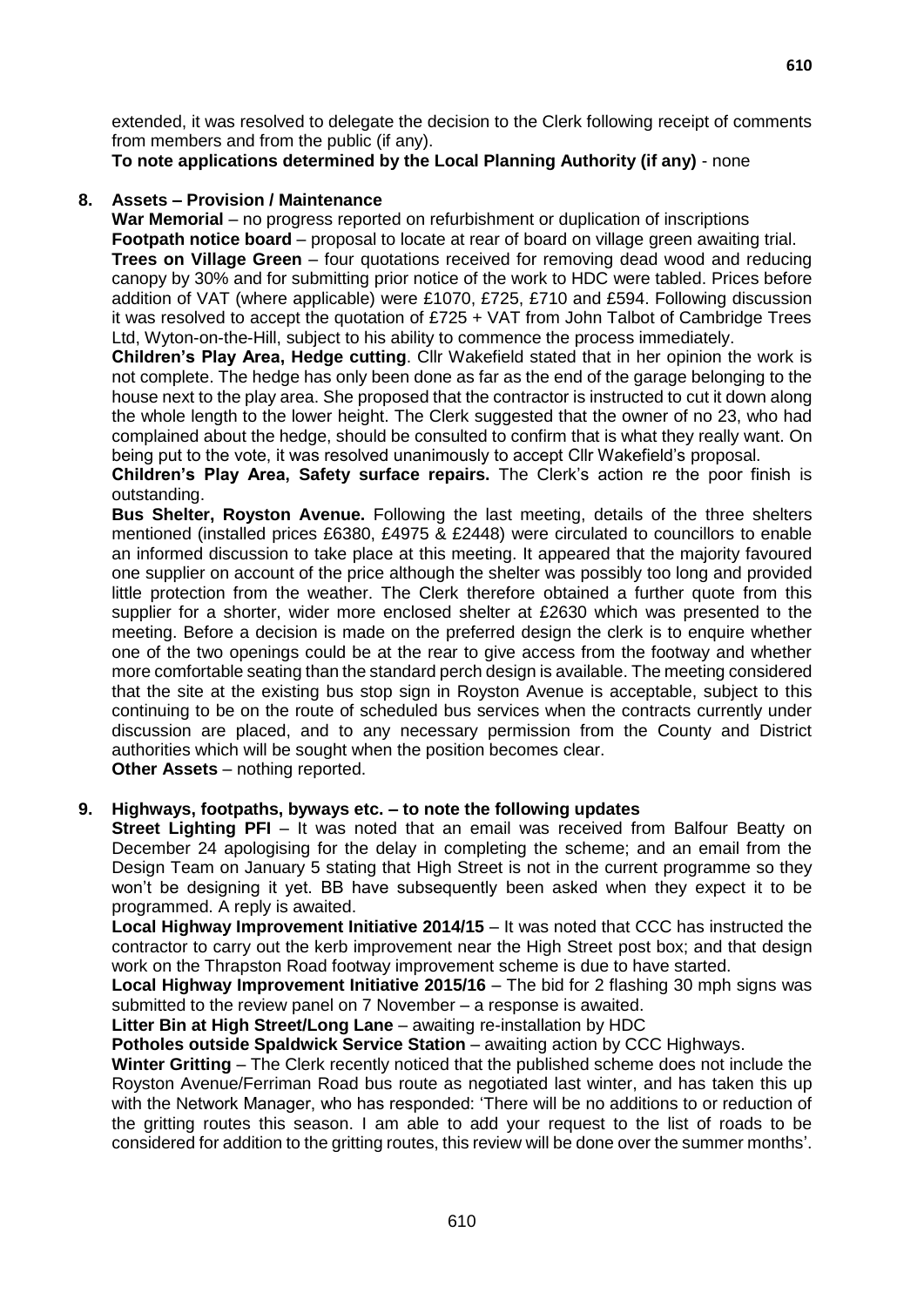extended, it was resolved to delegate the decision to the Clerk following receipt of comments from members and from the public (if any).

**To note applications determined by the Local Planning Authority (if any)** - none

**8. Assets – Provision / Maintenance**

**War Memorial** – no progress reported on refurbishment or duplication of inscriptions

**Footpath notice board** – proposal to locate at rear of board on village green awaiting trial.

**Trees on Village Green** – four quotations received for removing dead wood and reducing canopy by 30% and for submitting prior notice of the work to HDC were tabled. Prices before addition of VAT (where applicable) were £1070, £725, £710 and £594. Following discussion it was resolved to accept the quotation of £725 + VAT from John Talbot of Cambridge Trees Ltd, Wyton-on-the-Hill, subject to his ability to commence the process immediately.

**Children's Play Area, Hedge cutting**. Cllr Wakefield stated that in her opinion the work is not complete. The hedge has only been done as far as the end of the garage belonging to the house next to the play area. She proposed that the contractor is instructed to cut it down along the whole length to the lower height. The Clerk suggested that the owner of no 23, who had complained about the hedge, should be consulted to confirm that is what they really want. On being put to the vote, it was resolved unanimously to accept Cllr Wakefield's proposal.

**Children's Play Area, Safety surface repairs.** The Clerk's action re the poor finish is outstanding.

**Bus Shelter, Royston Avenue.** Following the last meeting, details of the three shelters mentioned (installed prices £6380, £4975 & £2448) were circulated to councillors to enable an informed discussion to take place at this meeting. It appeared that the majority favoured one supplier on account of the price although the shelter was possibly too long and provided little protection from the weather. The Clerk therefore obtained a further quote from this supplier for a shorter, wider more enclosed shelter at £2630 which was presented to the meeting. Before a decision is made on the preferred design the clerk is to enquire whether one of the two openings could be at the rear to give access from the footway and whether more comfortable seating than the standard perch design is available. The meeting considered that the site at the existing bus stop sign in Royston Avenue is acceptable, subject to this continuing to be on the route of scheduled bus services when the contracts currently under discussion are placed, and to any necessary permission from the County and District authorities which will be sought when the position becomes clear.

**Other Assets** – nothing reported.

**9. Highways, footpaths, byways etc. – to note the following updates**

**Street Lighting PFI** – It was noted that an email was received from Balfour Beatty on December 24 apologising for the delay in completing the scheme; and an email from the Design Team on January 5 stating that High Street is not in the current programme so they won't be designing it yet. BB have subsequently been asked when they expect it to be programmed. A reply is awaited.

**Local Highway Improvement Initiative 2014/15** – It was noted that CCC has instructed the contractor to carry out the kerb improvement near the High Street post box; and that design work on the Thrapston Road footway improvement scheme is due to have started.

**Local Highway Improvement Initiative 2015/16** – The bid for 2 flashing 30 mph signs was submitted to the review panel on 7 November – a response is awaited.

**Litter Bin at High Street/Long Lane** – awaiting re-installation by HDC

**Potholes outside Spaldwick Service Station** – awaiting action by CCC Highways.

**Winter Gritting** – The Clerk recently noticed that the published scheme does not include the Royston Avenue/Ferriman Road bus route as negotiated last winter, and has taken this up with the Network Manager, who has responded: 'There will be no additions to or reduction of the gritting routes this season. I am able to add your request to the list of roads to be considered for addition to the gritting routes, this review will be done over the summer months'.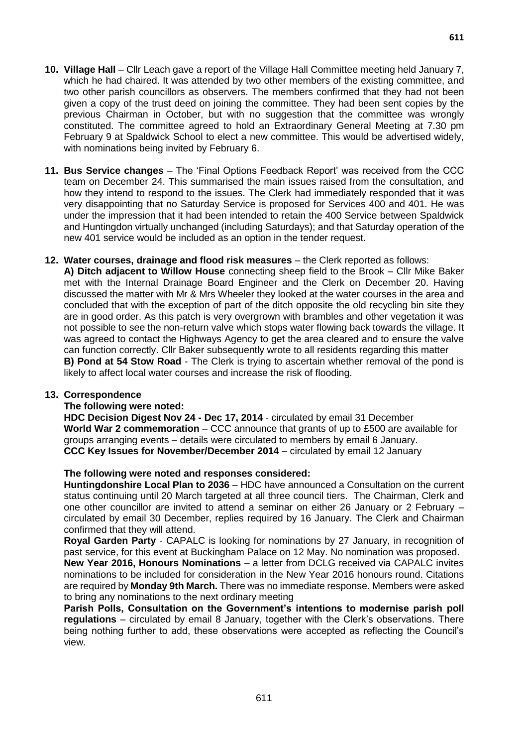**10. Village Hall** – Cllr Leach gave a report of the Village Hall Committee meeting held January 7, which he had chaired. It was attended by two other members of the existing committee, and two other parish councillors as observers. The members confirmed that they had not been given a copy of the trust deed on joining the committee. They had been sent copies by the previous Chairman in October, but with no suggestion that the committee was wrongly constituted. The committee agreed to hold an Extraordinary General Meeting at 7.30 pm February 9 at Spaldwick School to elect a new committee. This would be advertised widely, with nominations being invited by February 6.

**11. Bus Service changes** – The 'Final Options Feedback Report' was received from the CCC team on December 24. This summarised the main issues raised from the consultation, and how they intend to respond to the issues. The Clerk had immediately responded that it was very disappointing that no Saturday Service is proposed for Services 400 and 401. He was under the impression that it had been intended to retain the 400 Service between Spaldwick and Huntingdon virtually unchanged (including Saturdays); and that Saturday operation of the new 401 service would be included as an option in the tender request.

**12. Water courses, drainage and flood risk measures** – the Clerk reported as follows:

**A) Ditch adjacent to Willow House** connecting sheep field to the Brook – Cllr Mike Baker met with the Internal Drainage Board Engineer and the Clerk on December 20. Having discussed the matter with Mr & Mrs Wheeler they looked at the water courses in the area and concluded that with the exception of part of the ditch opposite the old recycling bin site they are in good order. As this patch is very overgrown with brambles and other vegetation it was not possible to see the non-return valve which stops water flowing back towards the village. It was agreed to contact the Highways Agency to get the area cleared and to ensure the valve can function correctly. Cllr Baker subsequently wrote to all residents regarding this matter

**B) Pond at 54 Stow Road** - The Clerk is trying to ascertain whether removal of the pond is likely to affect local water courses and increase the risk of flooding.

**13. Correspondence**

**The following were noted:**

**HDC Decision Digest Nov 24 - Dec 17, 2014** - circulated by email 31 December

**World War 2 commemoration** – CCC announce that grants of up to £500 are available for groups arranging events – details were circulated to members by email 6 January.

**CCC Key Issues for November/December 2014** – circulated by email 12 January

**The following were noted and responses considered:**

**Huntingdonshire Local Plan to 2036** – HDC have announced a Consultation on the current status continuing until 20 March targeted at all three council tiers. The Chairman, Clerk and one other councillor are invited to attend a seminar on either 26 January or 2 February – circulated by email 30 December, replies required by 16 January. The Clerk and Chairman confirmed that they will attend.

**Royal Garden Party** - CAPALC is looking for nominations by 27 January, in recognition of past service, for this event at Buckingham Palace on 12 May. No nomination was proposed.

**New Year 2016, Honours Nominations** – a letter from DCLG received via CAPALC invites nominations to be included for consideration in the New Year 2016 honours round. Citations are required by **Monday 9th March.** There was no immediate response. Members were asked to bring any nominations to the next ordinary meeting

**Parish Polls, Consultation on the Government's intentions to modernise parish poll regulations** – circulated by email 8 January, together with the Clerk's observations. There being nothing further to add, these observations were accepted as reflecting the Council's view.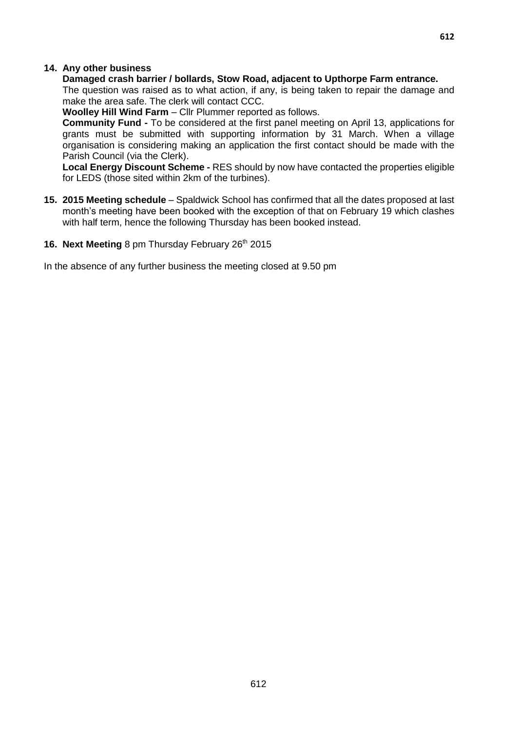**14. Any other business**

**Damaged crash barrier / bollards, Stow Road, adjacent to Upthorpe Farm entrance.**
The question was raised as to what action, if any, is being taken to repair the damage and make the area safe. The clerk will contact CCC.

**Woolley Hill Wind Farm** – Cllr Plummer reported as follows.

**Community Fund -** To be considered at the first panel meeting on April 13, applications for grants must be submitted with supporting information by 31 March. When a village organisation is considering making an application the first contact should be made with the Parish Council (via the Clerk).

**Local Energy Discount Scheme -** RES should by now have contacted the properties eligible for LEDS (those sited within 2km of the turbines).

**15. 2015 Meeting schedule** – Spaldwick School has confirmed that all the dates proposed at last month's meeting have been booked with the exception of that on February 19 which clashes with half term, hence the following Thursday has been booked instead.

**16. Next Meeting** 8 pm Thursday February 26th 2015

In the absence of any further business the meeting closed at 9.50 pm